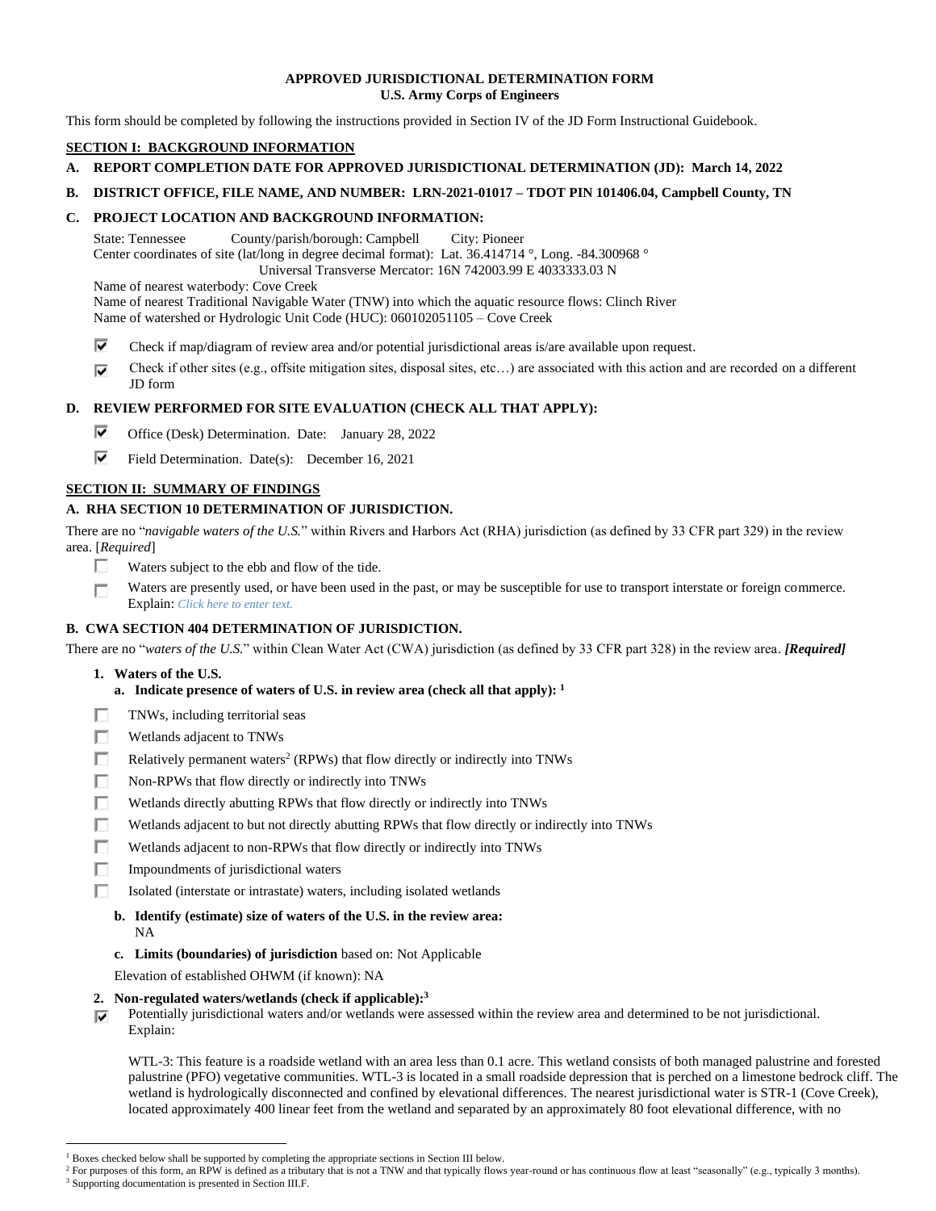# APPROVED JURISDICTIONAL DETERMINATION FORM
## U.S. Army Corps of Engineers

This form should be completed by following the instructions provided in Section IV of the JD Form Instructional Guidebook.

## SECTION I: BACKGROUND INFORMATION

**A. REPORT COMPLETION DATE FOR APPROVED JURISDICTIONAL DETERMINATION (JD): March 14, 2022**

**B. DISTRICT OFFICE, FILE NAME, AND NUMBER: LRN-2021-01017 – TDOT PIN 101406.04, Campbell County, TN**

**C. PROJECT LOCATION AND BACKGROUND INFORMATION:**

State: Tennessee  County/parish/borough: Campbell  City: Pioneer
Center coordinates of site (lat/long in degree decimal format): Lat. 36.414714 °, Long. -84.300968 °
Universal Transverse Mercator: 16N 742003.99 E 4033333.03 N
Name of nearest waterbody: Cove Creek
Name of nearest Traditional Navigable Water (TNW) into which the aquatic resource flows: Clinch River
Name of watershed or Hydrologic Unit Code (HUC): 060102051105 – Cove Creek

☑ Check if map/diagram of review area and/or potential jurisdictional areas is/are available upon request.

☑ Check if other sites (e.g., offsite mitigation sites, disposal sites, etc…) are associated with this action and are recorded on a different JD form

**D. REVIEW PERFORMED FOR SITE EVALUATION (CHECK ALL THAT APPLY):**

☑ Office (Desk) Determination. Date: January 28, 2022

☑ Field Determination. Date(s): December 16, 2021

## SECTION II: SUMMARY OF FINDINGS

**A. RHA SECTION 10 DETERMINATION OF JURISDICTION.**

There are no "*navigable waters of the U.S.*" within Rivers and Harbors Act (RHA) jurisdiction (as defined by 33 CFR part 329) in the review area. [*Required*]

☐ Waters subject to the ebb and flow of the tide.

☐ Waters are presently used, or have been used in the past, or may be susceptible for use to transport interstate or foreign commerce. Explain: *Click here to enter text.*

**B. CWA SECTION 404 DETERMINATION OF JURISDICTION.**

There are no "*waters of the U.S.*" within Clean Water Act (CWA) jurisdiction (as defined by 33 CFR part 328) in the review area. ***[Required]***

**1. Waters of the U.S.**

**a. Indicate presence of waters of U.S. in review area (check all that apply):** [1]

☐ TNWs, including territorial seas

☐ Wetlands adjacent to TNWs

☐ Relatively permanent waters[2] (RPWs) that flow directly or indirectly into TNWs

☐ Non-RPWs that flow directly or indirectly into TNWs

☐ Wetlands directly abutting RPWs that flow directly or indirectly into TNWs

☐ Wetlands adjacent to but not directly abutting RPWs that flow directly or indirectly into TNWs

☐ Wetlands adjacent to non-RPWs that flow directly or indirectly into TNWs

☐ Impoundments of jurisdictional waters

☐ Isolated (interstate or intrastate) waters, including isolated wetlands

**b. Identify (estimate) size of waters of the U.S. in the review area:**
NA

**c. Limits (boundaries) of jurisdiction** based on: Not Applicable

Elevation of established OHWM (if known): NA

**2. Non-regulated waters/wetlands (check if applicable):**[3]

☑ Potentially jurisdictional waters and/or wetlands were assessed within the review area and determined to be not jurisdictional. Explain:

WTL-3: This feature is a roadside wetland with an area less than 0.1 acre. This wetland consists of both managed palustrine and forested palustrine (PFO) vegetative communities. WTL-3 is located in a small roadside depression that is perched on a limestone bedrock cliff. The wetland is hydrologically disconnected and confined by elevational differences. The nearest jurisdictional water is STR-1 (Cove Creek), located approximately 400 linear feet from the wetland and separated by an approximately 80 foot elevational difference, with no

---

[1] Boxes checked below shall be supported by completing the appropriate sections in Section III below.
[2] For purposes of this form, an RPW is defined as a tributary that is not a TNW and that typically flows year-round or has continuous flow at least "seasonally" (e.g., typically 3 months).
[3] Supporting documentation is presented in Section III.F.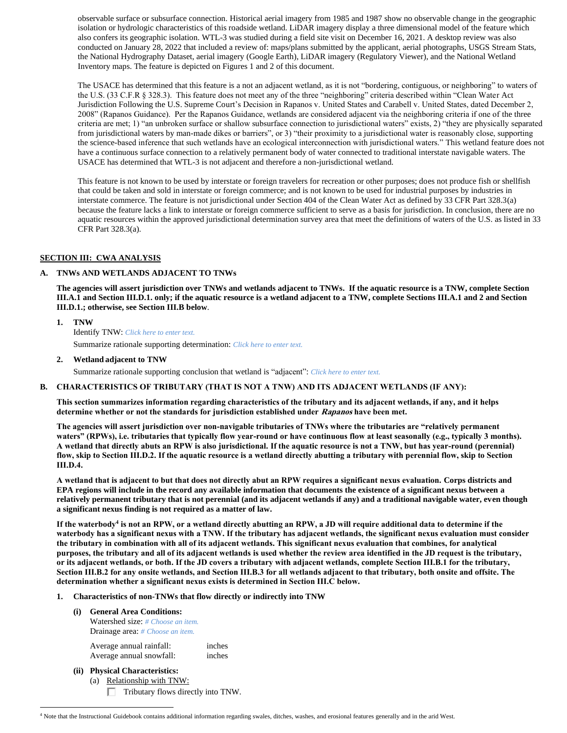observable surface or subsurface connection. Historical aerial imagery from 1985 and 1987 show no observable change in the geographic isolation or hydrologic characteristics of this roadside wetland. LiDAR imagery display a three dimensional model of the feature which also confers its geographic isolation. WTL-3 was studied during a field site visit on December 16, 2021. A desktop review was also conducted on January 28, 2022 that included a review of: maps/plans submitted by the applicant, aerial photographs, USGS Stream Stats, the National Hydrography Dataset, aerial imagery (Google Earth), LiDAR imagery (Regulatory Viewer), and the National Wetland Inventory maps. The feature is depicted on Figures 1 and 2 of this document.

The USACE has determined that this feature is a not an adjacent wetland, as it is not "bordering, contiguous, or neighboring" to waters of the U.S. (33 C.F.R § 328.3). This feature does not meet any of the three "neighboring" criteria described within "Clean Water Act Jurisdiction Following the U.S. Supreme Court's Decision in Rapanos v. United States and Carabell v. United States, dated December 2, 2008" (Rapanos Guidance). Per the Rapanos Guidance, wetlands are considered adjacent via the neighboring criteria if one of the three criteria are met; 1) "an unbroken surface or shallow subsurface connection to jurisdictional waters" exists, 2) "they are physically separated from jurisdictional waters by man-made dikes or barriers", or 3) "their proximity to a jurisdictional water is reasonably close, supporting the science-based inference that such wetlands have an ecological interconnection with jurisdictional waters." This wetland feature does not have a continuous surface connection to a relatively permanent body of water connected to traditional interstate navigable waters. The USACE has determined that WTL-3 is not adjacent and therefore a non-jurisdictional wetland.

This feature is not known to be used by interstate or foreign travelers for recreation or other purposes; does not produce fish or shellfish that could be taken and sold in interstate or foreign commerce; and is not known to be used for industrial purposes by industries in interstate commerce. The feature is not jurisdictional under Section 404 of the Clean Water Act as defined by 33 CFR Part 328.3(a) because the feature lacks a link to interstate or foreign commerce sufficient to serve as a basis for jurisdiction. In conclusion, there are no aquatic resources within the approved jurisdictional determination survey area that meet the definitions of waters of the U.S. as listed in 33 CFR Part 328.3(a).

## SECTION III: CWA ANALYSIS

### A. TNWs AND WETLANDS ADJACENT TO TNWs

**The agencies will assert jurisdiction over TNWs and wetlands adjacent to TNWs. If the aquatic resource is a TNW, complete Section III.A.1 and Section III.D.1. only; if the aquatic resource is a wetland adjacent to a TNW, complete Sections III.A.1 and 2 and Section III.D.1.; otherwise, see Section III.B below.**

1. **TNW**

   Identify TNW: *Click here to enter text.*

   Summarize rationale supporting determination: *Click here to enter text.*

2. **Wetland adjacent to TNW**

   Summarize rationale supporting conclusion that wetland is "adjacent": *Click here to enter text.*

### B. CHARACTERISTICS OF TRIBUTARY (THAT IS NOT A TNW) AND ITS ADJACENT WETLANDS (IF ANY):

**This section summarizes information regarding characteristics of the tributary and its adjacent wetlands, if any, and it helps determine whether or not the standards for jurisdiction established under *Rapanos* have been met.**

**The agencies will assert jurisdiction over non-navigable tributaries of TNWs where the tributaries are "relatively permanent waters" (RPWs), i.e. tributaries that typically flow year-round or have continuous flow at least seasonally (e.g., typically 3 months). A wetland that directly abuts an RPW is also jurisdictional. If the aquatic resource is not a TNW, but has year-round (perennial) flow, skip to Section III.D.2. If the aquatic resource is a wetland directly abutting a tributary with perennial flow, skip to Section III.D.4.**

**A wetland that is adjacent to but that does not directly abut an RPW requires a significant nexus evaluation. Corps districts and EPA regions will include in the record any available information that documents the existence of a significant nexus between a relatively permanent tributary that is not perennial (and its adjacent wetlands if any) and a traditional navigable water, even though a significant nexus finding is not required as a matter of law.**

**If the waterbody[4] is not an RPW, or a wetland directly abutting an RPW, a JD will require additional data to determine if the waterbody has a significant nexus with a TNW. If the tributary has adjacent wetlands, the significant nexus evaluation must consider the tributary in combination with all of its adjacent wetlands. This significant nexus evaluation that combines, for analytical purposes, the tributary and all of its adjacent wetlands is used whether the review area identified in the JD request is the tributary, or its adjacent wetlands, or both. If the JD covers a tributary with adjacent wetlands, complete Section III.B.1 for the tributary, Section III.B.2 for any onsite wetlands, and Section III.B.3 for all wetlands adjacent to that tributary, both onsite and offsite. The determination whether a significant nexus exists is determined in Section III.C below.**

1. **Characteristics of non-TNWs that flow directly or indirectly into TNW**

   **(i) General Area Conditions:**

   Watershed size: *# Choose an item.*
   Drainage area: *# Choose an item.*

   Average annual rainfall: inches
   Average annual snowfall: inches

   **(ii) Physical Characteristics:**

   (a) Relationship with TNW:

   ☐ Tributary flows directly into TNW.

---

[4] Note that the Instructional Guidebook contains additional information regarding swales, ditches, washes, and erosional features generally and in the arid West.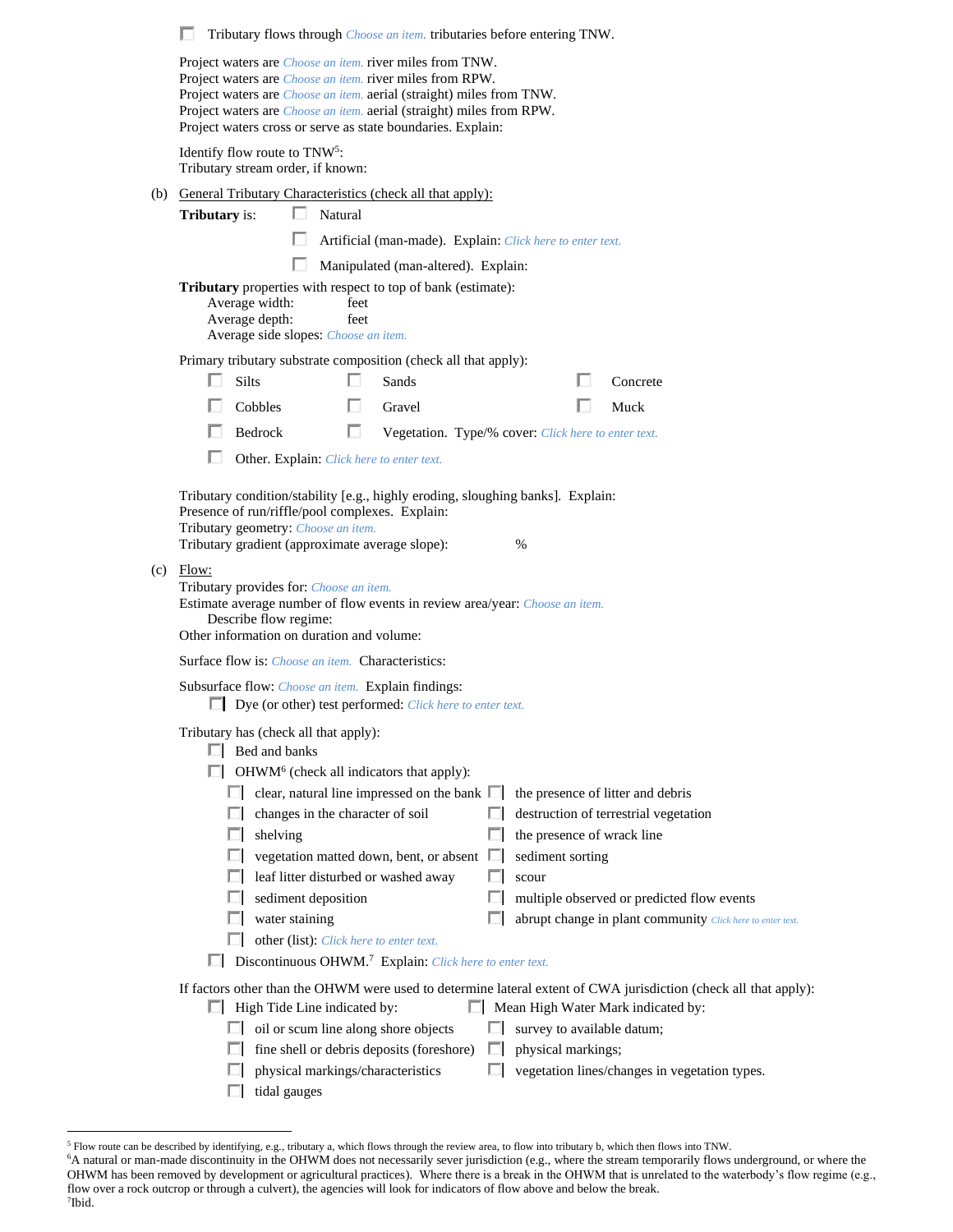☐ Tributary flows through *Choose an item.* tributaries before entering TNW.

Project waters are *Choose an item.* river miles from TNW.
Project waters are *Choose an item.* river miles from RPW.
Project waters are *Choose an item.* aerial (straight) miles from TNW.
Project waters are *Choose an item.* aerial (straight) miles from RPW.
Project waters cross or serve as state boundaries. Explain:

Identify flow route to TNW[5]:
Tributary stream order, if known:

(b) General Tributary Characteristics (check all that apply):

**Tributary** is: ☐ Natural

☐ Artificial (man-made). Explain: *Click here to enter text.*

☐ Manipulated (man-altered). Explain:

**Tributary** properties with respect to top of bank (estimate):
Average width: feet
Average depth: feet
Average side slopes: *Choose an item.*

Primary tributary substrate composition (check all that apply):

☐ Silts ☐ Sands ☐ Concrete
☐ Cobbles ☐ Gravel ☐ Muck
☐ Bedrock ☐ Vegetation. Type/% cover: *Click here to enter text.*
☐ Other. Explain: *Click here to enter text.*

Tributary condition/stability [e.g., highly eroding, sloughing banks]. Explain:
Presence of run/riffle/pool complexes. Explain:
Tributary geometry: *Choose an item.*
Tributary gradient (approximate average slope): %

(c) Flow:
Tributary provides for: *Choose an item.*
Estimate average number of flow events in review area/year: *Choose an item.*
Describe flow regime:
Other information on duration and volume:

Surface flow is: *Choose an item.* Characteristics:

Subsurface flow: *Choose an item.* Explain findings:
☐ Dye (or other) test performed: *Click here to enter text.*

Tributary has (check all that apply):
☐ Bed and banks
☐ OHWM[6] (check all indicators that apply):
☐ clear, natural line impressed on the bank ☐ the presence of litter and debris
☐ changes in the character of soil ☐ destruction of terrestrial vegetation
☐ shelving ☐ the presence of wrack line
☐ vegetation matted down, bent, or absent ☐ sediment sorting
☐ leaf litter disturbed or washed away ☐ scour
☐ sediment deposition ☐ multiple observed or predicted flow events
☐ water staining ☐ abrupt change in plant community *Click here to enter text.*
☐ other (list): *Click here to enter text.*
☐ Discontinuous OHWM.[7] Explain: *Click here to enter text.*

If factors other than the OHWM were used to determine lateral extent of CWA jurisdiction (check all that apply):
☐ High Tide Line indicated by: ☐ Mean High Water Mark indicated by:
☐ oil or scum line along shore objects ☐ survey to available datum;
☐ fine shell or debris deposits (foreshore) ☐ physical markings;
☐ physical markings/characteristics ☐ vegetation lines/changes in vegetation types.
☐ tidal gauges

---

[5] Flow route can be described by identifying, e.g., tributary a, which flows through the review area, to flow into tributary b, which then flows into TNW.
[6] A natural or man-made discontinuity in the OHWM does not necessarily sever jurisdiction (e.g., where the stream temporarily flows underground, or where the OHWM has been removed by development or agricultural practices). Where there is a break in the OHWM that is unrelated to the waterbody's flow regime (e.g., flow over a rock outcrop or through a culvert), the agencies will look for indicators of flow above and below the break.
[7] Ibid.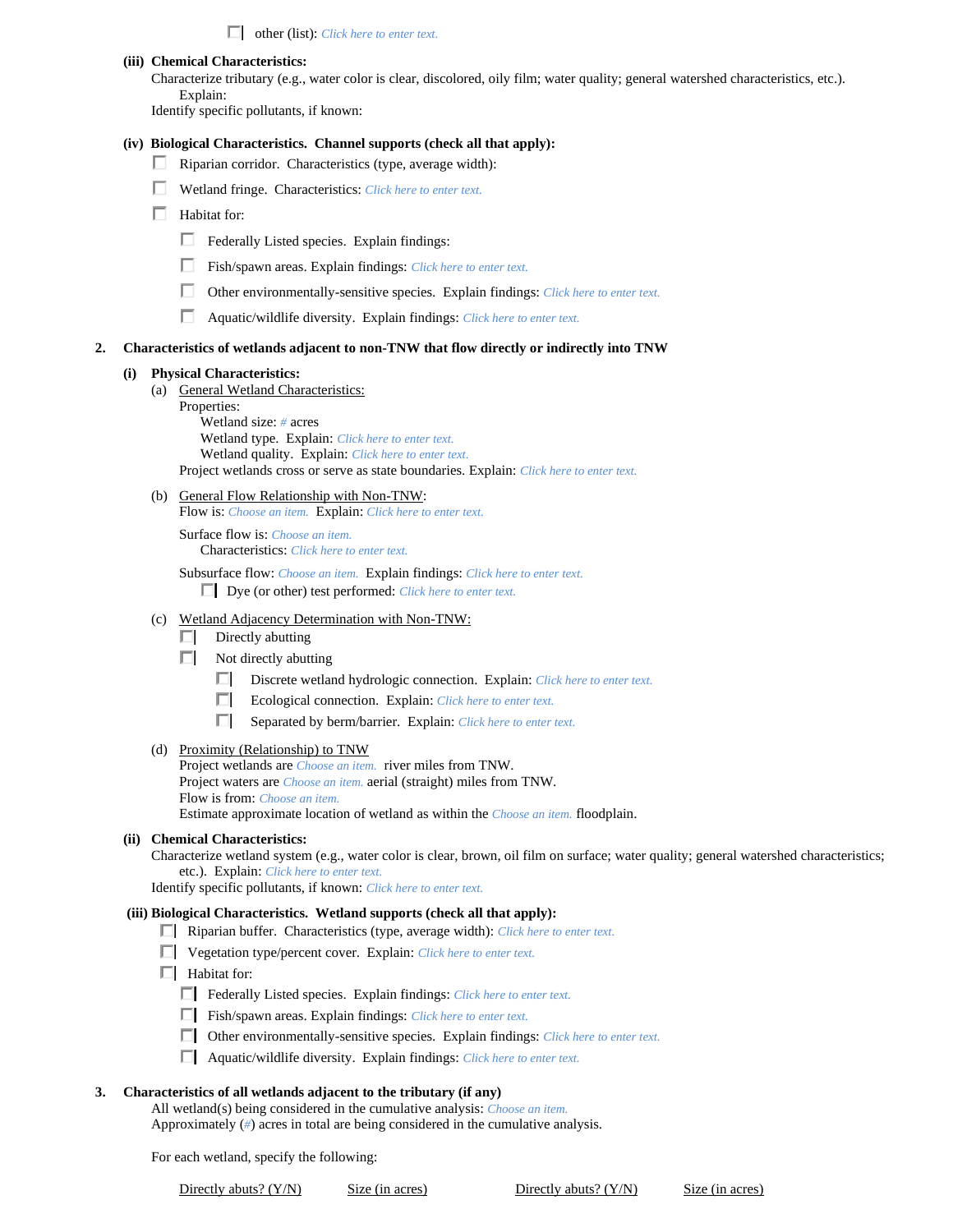☐ other (list): *Click here to enter text.*

**(iii) Chemical Characteristics:**

Characterize tributary (e.g., water color is clear, discolored, oily film; water quality; general watershed characteristics, etc.).
Explain:

Identify specific pollutants, if known:

**(iv) Biological Characteristics. Channel supports (check all that apply):**

☐ Riparian corridor. Characteristics (type, average width):

☐ Wetland fringe. Characteristics: *Click here to enter text.*

☐ Habitat for:

- ☐ Federally Listed species. Explain findings:
- ☐ Fish/spawn areas. Explain findings: *Click here to enter text.*
- ☐ Other environmentally-sensitive species. Explain findings: *Click here to enter text.*
- ☐ Aquatic/wildlife diversity. Explain findings: *Click here to enter text.*

**2. Characteristics of wetlands adjacent to non-TNW that flow directly or indirectly into TNW**

**(i) Physical Characteristics:**

(a) General Wetland Characteristics:

Properties:

Wetland size: *#* acres

Wetland type. Explain: *Click here to enter text.*

Wetland quality. Explain: *Click here to enter text.*

Project wetlands cross or serve as state boundaries. Explain: *Click here to enter text.*

(b) General Flow Relationship with Non-TNW:

Flow is: *Choose an item.* Explain: *Click here to enter text.*

Surface flow is: *Choose an item.*

Characteristics: *Click here to enter text.*

Subsurface flow: *Choose an item.* Explain findings: *Click here to enter text.*

☐ Dye (or other) test performed: *Click here to enter text.*

(c) Wetland Adjacency Determination with Non-TNW:

☐ Directly abutting

☐ Not directly abutting

- ☐ Discrete wetland hydrologic connection. Explain: *Click here to enter text.*
- ☐ Ecological connection. Explain: *Click here to enter text.*
- ☐ Separated by berm/barrier. Explain: *Click here to enter text.*

(d) Proximity (Relationship) to TNW

Project wetlands are *Choose an item.* river miles from TNW.

Project waters are *Choose an item.* aerial (straight) miles from TNW.

Flow is from: *Choose an item.*

Estimate approximate location of wetland as within the *Choose an item.* floodplain.

**(ii) Chemical Characteristics:**

Characterize wetland system (e.g., water color is clear, brown, oil film on surface; water quality; general watershed characteristics; etc.). Explain: *Click here to enter text.*

Identify specific pollutants, if known: *Click here to enter text.*

**(iii) Biological Characteristics. Wetland supports (check all that apply):**

☐ Riparian buffer. Characteristics (type, average width): *Click here to enter text.*

☐ Vegetation type/percent cover. Explain: *Click here to enter text.*

☐ Habitat for:

- ☐ Federally Listed species. Explain findings: *Click here to enter text.*
- ☐ Fish/spawn areas. Explain findings: *Click here to enter text.*
- ☐ Other environmentally-sensitive species. Explain findings: *Click here to enter text.*
- ☐ Aquatic/wildlife diversity. Explain findings: *Click here to enter text.*

**3. Characteristics of all wetlands adjacent to the tributary (if any)**

All wetland(s) being considered in the cumulative analysis: *Choose an item.*

Approximately (*#*) acres in total are being considered in the cumulative analysis.

For each wetland, specify the following:

| Directly abuts? (Y/N) | Size (in acres) | Directly abuts? (Y/N) | Size (in acres) |
|---|---|---|---|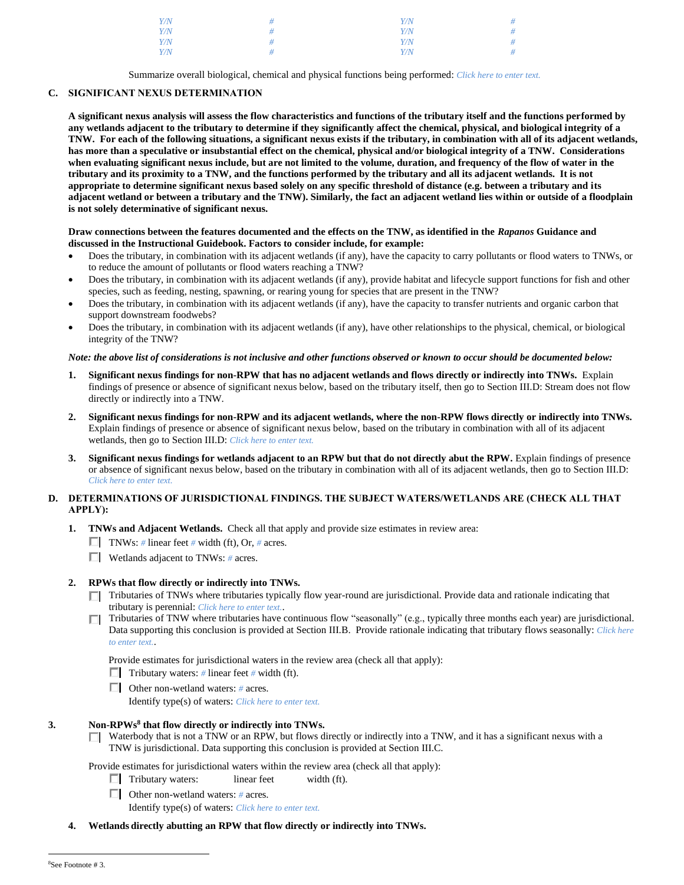| | | | |
|---|---|---|---|
| Y/N | # | Y/N | # |
| Y/N | # | Y/N | # |
| Y/N | # | Y/N | # |
| Y/N | # | Y/N | # |

Summarize overall biological, chemical and physical functions being performed: Click here to enter text.

## C. SIGNIFICANT NEXUS DETERMINATION

**A significant nexus analysis will assess the flow characteristics and functions of the tributary itself and the functions performed by any wetlands adjacent to the tributary to determine if they significantly affect the chemical, physical, and biological integrity of a TNW. For each of the following situations, a significant nexus exists if the tributary, in combination with all of its adjacent wetlands, has more than a speculative or insubstantial effect on the chemical, physical and/or biological integrity of a TNW. Considerations when evaluating significant nexus include, but are not limited to the volume, duration, and frequency of the flow of water in the tributary and its proximity to a TNW, and the functions performed by the tributary and all its adjacent wetlands. It is not appropriate to determine significant nexus based solely on any specific threshold of distance (e.g. between a tributary and its adjacent wetland or between a tributary and the TNW). Similarly, the fact an adjacent wetland lies within or outside of a floodplain is not solely determinative of significant nexus.**

**Draw connections between the features documented and the effects on the TNW, as identified in the *Rapanos* Guidance and discussed in the Instructional Guidebook. Factors to consider include, for example:**

- Does the tributary, in combination with its adjacent wetlands (if any), have the capacity to carry pollutants or flood waters to TNWs, or to reduce the amount of pollutants or flood waters reaching a TNW?
- Does the tributary, in combination with its adjacent wetlands (if any), provide habitat and lifecycle support functions for fish and other species, such as feeding, nesting, spawning, or rearing young for species that are present in the TNW?
- Does the tributary, in combination with its adjacent wetlands (if any), have the capacity to transfer nutrients and organic carbon that support downstream foodwebs?
- Does the tributary, in combination with its adjacent wetlands (if any), have other relationships to the physical, chemical, or biological integrity of the TNW?

***Note: the above list of considerations is not inclusive and other functions observed or known to occur should be documented below:***

1. **Significant nexus findings for non-RPW that has no adjacent wetlands and flows directly or indirectly into TNWs.** Explain findings of presence or absence of significant nexus below, based on the tributary itself, then go to Section III.D: Stream does not flow directly or indirectly into a TNW.

2. **Significant nexus findings for non-RPW and its adjacent wetlands, where the non-RPW flows directly or indirectly into TNWs.** Explain findings of presence or absence of significant nexus below, based on the tributary in combination with all of its adjacent wetlands, then go to Section III.D: Click here to enter text.

3. **Significant nexus findings for wetlands adjacent to an RPW but that do not directly abut the RPW.** Explain findings of presence or absence of significant nexus below, based on the tributary in combination with all of its adjacent wetlands, then go to Section III.D: Click here to enter text.

## D. DETERMINATIONS OF JURISDICTIONAL FINDINGS. THE SUBJECT WATERS/WETLANDS ARE (CHECK ALL THAT APPLY):

1. **TNWs and Adjacent Wetlands.** Check all that apply and provide size estimates in review area:
   - ☐ TNWs: # linear feet # width (ft), Or, # acres.
   - ☐ Wetlands adjacent to TNWs: # acres.

2. **RPWs that flow directly or indirectly into TNWs.**
   - ☐ Tributaries of TNWs where tributaries typically flow year-round are jurisdictional. Provide data and rationale indicating that tributary is perennial: Click here to enter text..
   - ☐ Tributaries of TNW where tributaries have continuous flow "seasonally" (e.g., typically three months each year) are jurisdictional. Data supporting this conclusion is provided at Section III.B. Provide rationale indicating that tributary flows seasonally: Click here to enter text..

   Provide estimates for jurisdictional waters in the review area (check all that apply):
   - ☐ Tributary waters: # linear feet # width (ft).
   - ☐ Other non-wetland waters: # acres.
     Identify type(s) of waters: Click here to enter text.

3. **Non-RPWs[8] that flow directly or indirectly into TNWs.**
   - ☐ Waterbody that is not a TNW or an RPW, but flows directly or indirectly into a TNW, and it has a significant nexus with a TNW is jurisdictional. Data supporting this conclusion is provided at Section III.C.

   Provide estimates for jurisdictional waters within the review area (check all that apply):
   - ☐ Tributary waters: linear feet width (ft).
   - ☐ Other non-wetland waters: # acres.
     Identify type(s) of waters: Click here to enter text.

4. **Wetlands directly abutting an RPW that flow directly or indirectly into TNWs.**

---

[8]See Footnote # 3.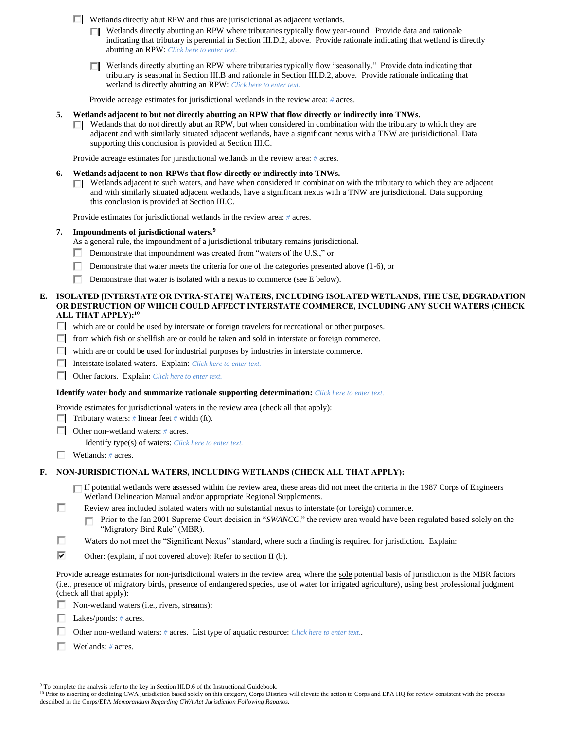- ☐ Wetlands directly abut RPW and thus are jurisdictional as adjacent wetlands.
  - ☐ Wetlands directly abutting an RPW where tributaries typically flow year-round. Provide data and rationale indicating that tributary is perennial in Section III.D.2, above. Provide rationale indicating that wetland is directly abutting an RPW: *Click here to enter text.*
  - ☐ Wetlands directly abutting an RPW where tributaries typically flow "seasonally." Provide data indicating that tributary is seasonal in Section III.B and rationale in Section III.D.2, above. Provide rationale indicating that wetland is directly abutting an RPW: *Click here to enter text.*

  Provide acreage estimates for jurisdictional wetlands in the review area: # acres.

**5. Wetlands adjacent to but not directly abutting an RPW that flow directly or indirectly into TNWs.**

- ☐ Wetlands that do not directly abut an RPW, but when considered in combination with the tributary to which they are adjacent and with similarly situated adjacent wetlands, have a significant nexus with a TNW are jurisidictional. Data supporting this conclusion is provided at Section III.C.

Provide acreage estimates for jurisdictional wetlands in the review area: # acres.

**6. Wetlands adjacent to non-RPWs that flow directly or indirectly into TNWs.**

- ☐ Wetlands adjacent to such waters, and have when considered in combination with the tributary to which they are adjacent and with similarly situated adjacent wetlands, have a significant nexus with a TNW are jurisdictional. Data supporting this conclusion is provided at Section III.C.

Provide estimates for jurisdictional wetlands in the review area: # acres.

**7. Impoundments of jurisdictional waters.[9]**

As a general rule, the impoundment of a jurisdictional tributary remains jurisdictional.

- ☐ Demonstrate that impoundment was created from "waters of the U.S.," or
- ☐ Demonstrate that water meets the criteria for one of the categories presented above (1-6), or
- ☐ Demonstrate that water is isolated with a nexus to commerce (see E below).

## E. ISOLATED [INTERSTATE OR INTRA-STATE] WATERS, INCLUDING ISOLATED WETLANDS, THE USE, DEGRADATION OR DESTRUCTION OF WHICH COULD AFFECT INTERSTATE COMMERCE, INCLUDING ANY SUCH WATERS (CHECK ALL THAT APPLY):[10]

- ☐ which are or could be used by interstate or foreign travelers for recreational or other purposes.
- ☐ from which fish or shellfish are or could be taken and sold in interstate or foreign commerce.
- ☐ which are or could be used for industrial purposes by industries in interstate commerce.
- ☐ Interstate isolated waters. Explain: *Click here to enter text.*
- ☐ Other factors. Explain: *Click here to enter text.*

**Identify water body and summarize rationale supporting determination:** *Click here to enter text.*

Provide estimates for jurisdictional waters in the review area (check all that apply):

- ☐ Tributary waters: # linear feet # width (ft).
- ☐ Other non-wetland waters: # acres.
  Identify type(s) of waters: *Click here to enter text.*
- ☐ Wetlands: # acres.

## F. NON-JURISDICTIONAL WATERS, INCLUDING WETLANDS (CHECK ALL THAT APPLY):

- ☐ If potential wetlands were assessed within the review area, these areas did not meet the criteria in the 1987 Corps of Engineers Wetland Delineation Manual and/or appropriate Regional Supplements.
- ☐ Review area included isolated waters with no substantial nexus to interstate (or foreign) commerce.
  - ☐ Prior to the Jan 2001 Supreme Court decision in "*SWANCC*," the review area would have been regulated based solely on the "Migratory Bird Rule" (MBR).
- ☐ Waters do not meet the "Significant Nexus" standard, where such a finding is required for jurisdiction. Explain:
- ☑ Other: (explain, if not covered above): Refer to section II (b).

Provide acreage estimates for non-jurisdictional waters in the review area, where the sole potential basis of jurisdiction is the MBR factors (i.e., presence of migratory birds, presence of endangered species, use of water for irrigated agriculture), using best professional judgment (check all that apply):

- ☐ Non-wetland waters (i.e., rivers, streams):
- ☐ Lakes/ponds: # acres.
- ☐ Other non-wetland waters: # acres. List type of aquatic resource: *Click here to enter text.*.
- ☐ Wetlands: # acres.

---

[9] To complete the analysis refer to the key in Section III.D.6 of the Instructional Guidebook.

[10] Prior to asserting or declining CWA jurisdiction based solely on this category, Corps Districts will elevate the action to Corps and EPA HQ for review consistent with the process described in the Corps/EPA *Memorandum Regarding CWA Act Jurisdiction Following Rapanos.*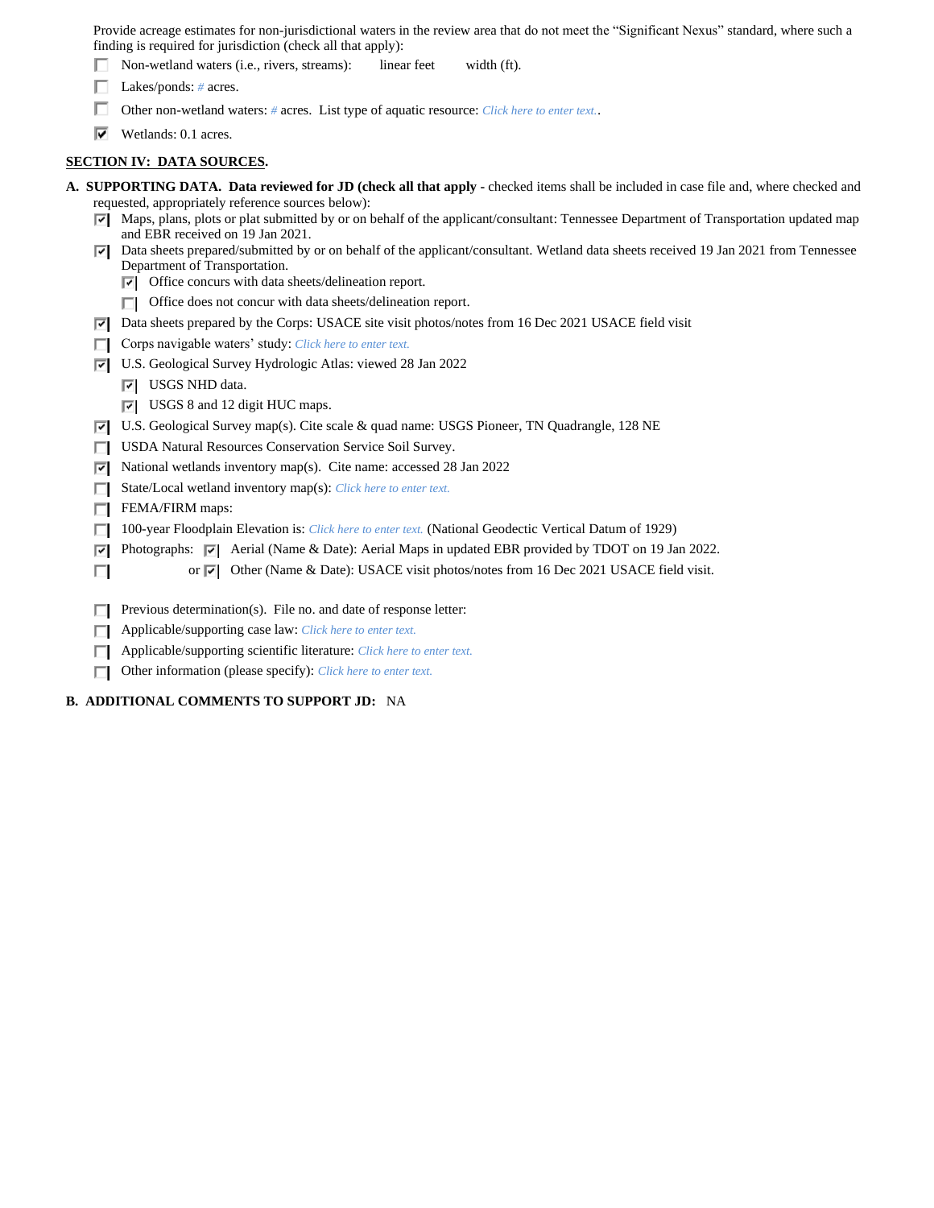Provide acreage estimates for non-jurisdictional waters in the review area that do not meet the "Significant Nexus" standard, where such a finding is required for jurisdiction (check all that apply):

- ☐ Non-wetland waters (i.e., rivers, streams): linear feet width (ft).
- ☐ Lakes/ponds: # acres.
- ☐ Other non-wetland waters: # acres. List type of aquatic resource: *Click here to enter text.*.
- ☑ Wetlands: 0.1 acres.

## SECTION IV: DATA SOURCES.

**A. SUPPORTING DATA. Data reviewed for JD (check all that apply** - checked items shall be included in case file and, where checked and requested, appropriately reference sources below):

- ☑ Maps, plans, plots or plat submitted by or on behalf of the applicant/consultant: Tennessee Department of Transportation updated map and EBR received on 19 Jan 2021.
- ☑ Data sheets prepared/submitted by or on behalf of the applicant/consultant. Wetland data sheets received 19 Jan 2021 from Tennessee Department of Transportation.
  - ☑ Office concurs with data sheets/delineation report.
  - ☐ Office does not concur with data sheets/delineation report.
- ☑ Data sheets prepared by the Corps: USACE site visit photos/notes from 16 Dec 2021 USACE field visit
- ☐ Corps navigable waters' study: *Click here to enter text.*
- ☑ U.S. Geological Survey Hydrologic Atlas: viewed 28 Jan 2022
  - ☑ USGS NHD data.
  - ☑ USGS 8 and 12 digit HUC maps.
- ☑ U.S. Geological Survey map(s). Cite scale & quad name: USGS Pioneer, TN Quadrangle, 128 NE
- ☐ USDA Natural Resources Conservation Service Soil Survey.
- ☑ National wetlands inventory map(s). Cite name: accessed 28 Jan 2022
- ☐ State/Local wetland inventory map(s): *Click here to enter text.*
- ☐ FEMA/FIRM maps:
- ☐ 100-year Floodplain Elevation is: *Click here to enter text.* (National Geodectic Vertical Datum of 1929)
- ☑ Photographs: ☑ Aerial (Name & Date): Aerial Maps in updated EBR provided by TDOT on 19 Jan 2022.
- ☐ or ☑ Other (Name & Date): USACE visit photos/notes from 16 Dec 2021 USACE field visit.
- ☐ Previous determination(s). File no. and date of response letter:
- ☐ Applicable/supporting case law: *Click here to enter text.*
- ☐ Applicable/supporting scientific literature: *Click here to enter text.*
- ☐ Other information (please specify): *Click here to enter text.*

**B. ADDITIONAL COMMENTS TO SUPPORT JD:** NA